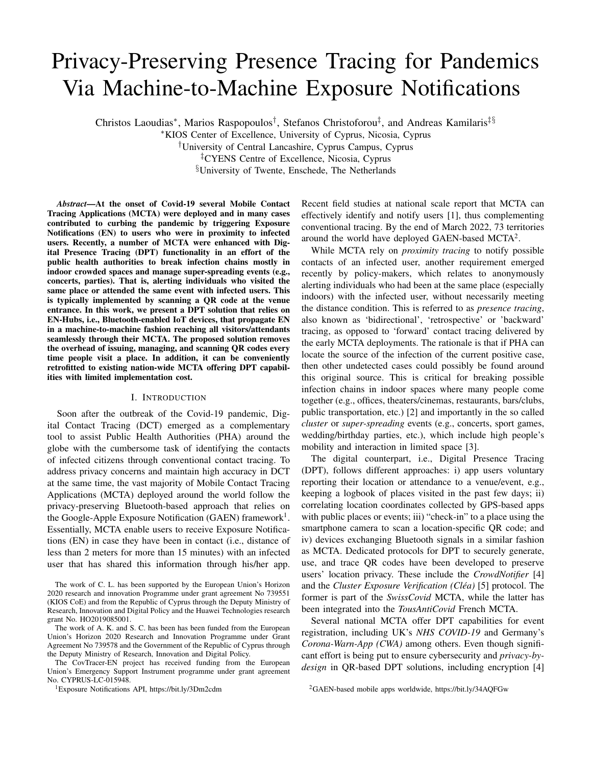# Privacy-Preserving Presence Tracing for Pandemics Via Machine-to-Machine Exposure Notifications

Christos Laoudias[*], Marios Raspopoulos[†], Stefanos Christoforou[‡], and Andreas Kamilaris[‡§]

[*]KIOS Center of Excellence, University of Cyprus, Nicosia, Cyprus

[†]University of Central Lancashire, Cyprus Campus, Cyprus

[‡]CYENS Centre of Excellence, Nicosia, Cyprus

[§]University of Twente, Enschede, The Netherlands

***Abstract*—At the onset of Covid-19 several Mobile Contact Tracing Applications (MCTA) were deployed and in many cases contributed to curbing the pandemic by triggering Exposure Notifications (EN) to users who were in proximity to infected users. Recently, a number of MCTA were enhanced with Digital Presence Tracing (DPT) functionality in an effort of the public health authorities to break infection chains mostly in indoor crowded spaces and manage super-spreading events (e.g., concerts, parties). That is, alerting individuals who visited the same place or attended the same event with infected users. This is typically implemented by scanning a QR code at the venue entrance. In this work, we present a DPT solution that relies on EN-Hubs, i.e., Bluetooth-enabled IoT devices, that propagate EN in a machine-to-machine fashion reaching all visitors/attendants seamlessly through their MCTA. The proposed solution removes the overhead of issuing, managing, and scanning QR codes every time people visit a place. In addition, it can be conveniently retrofitted to existing nation-wide MCTA offering DPT capabilities with limited implementation cost.**

## I. Introduction

Soon after the outbreak of the Covid-19 pandemic, Digital Contact Tracing (DCT) emerged as a complementary tool to assist Public Health Authorities (PHA) around the globe with the cumbersome task of identifying the contacts of infected citizens through conventional contact tracing. To address privacy concerns and maintain high accuracy in DCT at the same time, the vast majority of Mobile Contact Tracing Applications (MCTA) deployed around the world follow the privacy-preserving Bluetooth-based approach that relies on the Google-Apple Exposure Notification (GAEN) framework[1]. Essentially, MCTA enable users to receive Exposure Notifications (EN) in case they have been in contact (i.e., distance of less than 2 meters for more than 15 minutes) with an infected user that has shared this information through his/her app. Recent field studies at national scale report that MCTA can effectively identify and notify users [1], thus complementing conventional tracing. By the end of March 2022, 73 territories around the world have deployed GAEN-based MCTA[2].

While MCTA rely on *proximity tracing* to notify possible contacts of an infected user, another requirement emerged recently by policy-makers, which relates to anonymously alerting individuals who had been at the same place (especially indoors) with the infected user, without necessarily meeting the distance condition. This is referred to as *presence tracing*, also known as 'bidirectional', 'retrospective' or 'backward' tracing, as opposed to 'forward' contact tracing delivered by the early MCTA deployments. The rationale is that if PHA can locate the source of the infection of the current positive case, then other undetected cases could possibly be found around this original source. This is critical for breaking possible infection chains in indoor spaces where many people come together (e.g., offices, theaters/cinemas, restaurants, bars/clubs, public transportation, etc.) [2] and importantly in the so called *cluster* or *super-spreading* events (e.g., concerts, sport games, wedding/birthday parties, etc.), which include high people's mobility and interaction in limited space [3].

The digital counterpart, i.e., Digital Presence Tracing (DPT), follows different approaches: i) app users voluntary reporting their location or attendance to a venue/event, e.g., keeping a logbook of places visited in the past few days; ii) correlating location coordinates collected by GPS-based apps with public places or events; iii) "check-in" to a place using the smartphone camera to scan a location-specific QR code; and iv) devices exchanging Bluetooth signals in a similar fashion as MCTA. Dedicated protocols for DPT to securely generate, use, and trace QR codes have been developed to preserve users' location privacy. These include the *CrowdNotifier* [4] and the *Cluster Exposure Verification (Cléa)* [5] protocol. The former is part of the *SwissCovid* MCTA, while the latter has been integrated into the *TousAntiCovid* French MCTA.

Several national MCTA offer DPT capabilities for event registration, including UK's *NHS COVID-19* and Germany's *Corona-Warn-App (CWA)* among others. Even though significant effort is being put to ensure cybersecurity and *privacy-by-design* in QR-based DPT solutions, including encryption [4]

---

The work of C. L. has been supported by the European Union's Horizon 2020 research and innovation Programme under grant agreement No 739551 (KIOS CoE) and from the Republic of Cyprus through the Deputy Ministry of Research, Innovation and Digital Policy and the Huawei Technologies research grant No. HO2019085001.

The work of A. K. and S. C. has been has been funded from the European Union's Horizon 2020 Research and Innovation Programme under Grant Agreement No 739578 and the Government of the Republic of Cyprus through the Deputy Ministry of Research, Innovation and Digital Policy.

The CovTracer-EN project has received funding from the European Union's Emergency Support Instrument programme under grant agreement No. CYPRUS-LC-015948.

[1]Exposure Notifications API, https://bit.ly/3Dm2cdm

[2]GAEN-based mobile apps worldwide, https://bit.ly/34AQFGw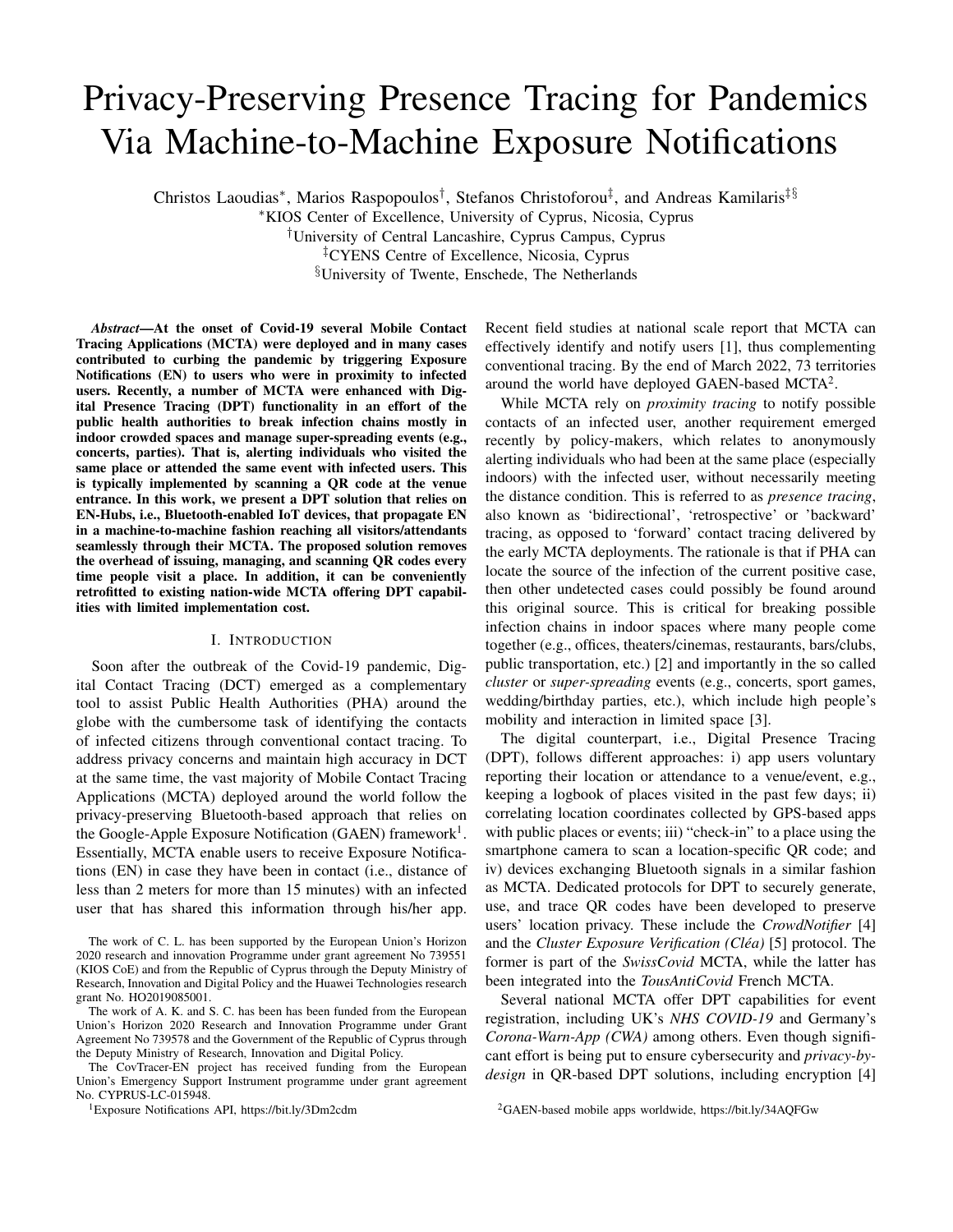# Privacy-Preserving Presence Tracing for Pandemics Via Machine-to-Machine Exposure Notifications

Christos Laoudias[*], Marios Raspopoulos[†], Stefanos Christoforou[‡], and Andreas Kamilaris[‡§]

[*]KIOS Center of Excellence, University of Cyprus, Nicosia, Cyprus
[†]University of Central Lancashire, Cyprus Campus, Cyprus
[‡]CYENS Centre of Excellence, Nicosia, Cyprus
[§]University of Twente, Enschede, The Netherlands

***Abstract*—At the onset of Covid-19 several Mobile Contact Tracing Applications (MCTA) were deployed and in many cases contributed to curbing the pandemic by triggering Exposure Notifications (EN) to users who were in proximity to infected users. Recently, a number of MCTA were enhanced with Digital Presence Tracing (DPT) functionality in an effort of the public health authorities to break infection chains mostly in indoor crowded spaces and manage super-spreading events (e.g., concerts, parties). That is, alerting individuals who visited the same place or attended the same event with infected users. This is typically implemented by scanning a QR code at the venue entrance. In this work, we present a DPT solution that relies on EN-Hubs, i.e., Bluetooth-enabled IoT devices, that propagate EN in a machine-to-machine fashion reaching all visitors/attendants seamlessly through their MCTA. The proposed solution removes the overhead of issuing, managing, and scanning QR codes every time people visit a place. In addition, it can be conveniently retrofitted to existing nation-wide MCTA offering DPT capabilities with limited implementation cost.**

## I. Introduction

Soon after the outbreak of the Covid-19 pandemic, Digital Contact Tracing (DCT) emerged as a complementary tool to assist Public Health Authorities (PHA) around the globe with the cumbersome task of identifying the contacts of infected citizens through conventional contact tracing. To address privacy concerns and maintain high accuracy in DCT at the same time, the vast majority of Mobile Contact Tracing Applications (MCTA) deployed around the world follow the privacy-preserving Bluetooth-based approach that relies on the Google-Apple Exposure Notification (GAEN) framework[1]. Essentially, MCTA enable users to receive Exposure Notifications (EN) in case they have been in contact (i.e., distance of less than 2 meters for more than 15 minutes) with an infected user that has shared this information through his/her app. Recent field studies at national scale report that MCTA can effectively identify and notify users [1], thus complementing conventional tracing. By the end of March 2022, 73 territories around the world have deployed GAEN-based MCTA[2].

While MCTA rely on *proximity tracing* to notify possible contacts of an infected user, another requirement emerged recently by policy-makers, which relates to anonymously alerting individuals who had been at the same place (especially indoors) with the infected user, without necessarily meeting the distance condition. This is referred to as *presence tracing*, also known as 'bidirectional', 'retrospective' or 'backward' tracing, as opposed to 'forward' contact tracing delivered by the early MCTA deployments. The rationale is that if PHA can locate the source of the infection of the current positive case, then other undetected cases could possibly be found around this original source. This is critical for breaking possible infection chains in indoor spaces where many people come together (e.g., offices, theaters/cinemas, restaurants, bars/clubs, public transportation, etc.) [2] and importantly in the so called *cluster* or *super-spreading* events (e.g., concerts, sport games, wedding/birthday parties, etc.), which include high people's mobility and interaction in limited space [3].

The digital counterpart, i.e., Digital Presence Tracing (DPT), follows different approaches: i) app users voluntary reporting their location or attendance to a venue/event, e.g., keeping a logbook of places visited in the past few days; ii) correlating location coordinates collected by GPS-based apps with public places or events; iii) "check-in" to a place using the smartphone camera to scan a location-specific QR code; and iv) devices exchanging Bluetooth signals in a similar fashion as MCTA. Dedicated protocols for DPT to securely generate, use, and trace QR codes have been developed to preserve users' location privacy. These include the *CrowdNotifier* [4] and the *Cluster Exposure Verification (Cléa)* [5] protocol. The former is part of the *SwissCovid* MCTA, while the latter has been integrated into the *TousAntiCovid* French MCTA.

Several national MCTA offer DPT capabilities for event registration, including UK's *NHS COVID-19* and Germany's *Corona-Warn-App (CWA)* among others. Even though significant effort is being put to ensure cybersecurity and *privacy-by-design* in QR-based DPT solutions, including encryption [4]

---

The work of C. L. has been supported by the European Union's Horizon 2020 research and innovation Programme under grant agreement No 739551 (KIOS CoE) and from the Republic of Cyprus through the Deputy Ministry of Research, Innovation and Digital Policy and the Huawei Technologies research grant No. HO2019085001.

The work of A. K. and S. C. has been has been funded from the European Union's Horizon 2020 Research and Innovation Programme under Grant Agreement No 739578 and the Government of the Republic of Cyprus through the Deputy Ministry of Research, Innovation and Digital Policy.

The CovTracer-EN project has received funding from the European Union's Emergency Support Instrument programme under grant agreement No. CYPRUS-LC-015948.

[1]Exposure Notifications API, https://bit.ly/3Dm2cdm

[2]GAEN-based mobile apps worldwide, https://bit.ly/34AQFGw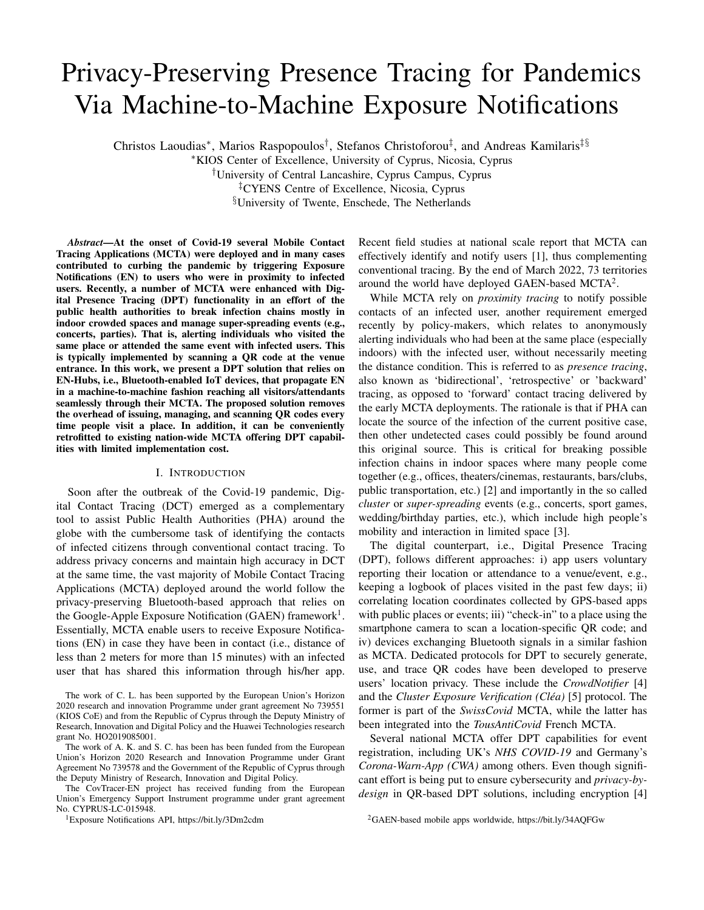# Privacy-Preserving Presence Tracing for Pandemics Via Machine-to-Machine Exposure Notifications

Christos Laoudias*, Marios Raspopoulos†, Stefanos Christoforou‡, and Andreas Kamilaris‡§

*KIOS Center of Excellence, University of Cyprus, Nicosia, Cyprus
†University of Central Lancashire, Cyprus Campus, Cyprus
‡CYENS Centre of Excellence, Nicosia, Cyprus
§University of Twente, Enschede, The Netherlands

***Abstract*—At the onset of Covid-19 several Mobile Contact Tracing Applications (MCTA) were deployed and in many cases contributed to curbing the pandemic by triggering Exposure Notifications (EN) to users who were in proximity to infected users. Recently, a number of MCTA were enhanced with Digital Presence Tracing (DPT) functionality in an effort of the public health authorities to break infection chains mostly in indoor crowded spaces and manage super-spreading events (e.g., concerts, parties). That is, alerting individuals who visited the same place or attended the same event with infected users. This is typically implemented by scanning a QR code at the venue entrance. In this work, we present a DPT solution that relies on EN-Hubs, i.e., Bluetooth-enabled IoT devices, that propagate EN in a machine-to-machine fashion reaching all visitors/attendants seamlessly through their MCTA. The proposed solution removes the overhead of issuing, managing, and scanning QR codes every time people visit a place. In addition, it can be conveniently retrofitted to existing nation-wide MCTA offering DPT capabilities with limited implementation cost.**

## I. Introduction

Soon after the outbreak of the Covid-19 pandemic, Digital Contact Tracing (DCT) emerged as a complementary tool to assist Public Health Authorities (PHA) around the globe with the cumbersome task of identifying the contacts of infected citizens through conventional contact tracing. To address privacy concerns and maintain high accuracy in DCT at the same time, the vast majority of Mobile Contact Tracing Applications (MCTA) deployed around the world follow the privacy-preserving Bluetooth-based approach that relies on the Google-Apple Exposure Notification (GAEN) framework[1]. Essentially, MCTA enable users to receive Exposure Notifications (EN) in case they have been in contact (i.e., distance of less than 2 meters for more than 15 minutes) with an infected user that has shared this information through his/her app. Recent field studies at national scale report that MCTA can effectively identify and notify users [1], thus complementing conventional tracing. By the end of March 2022, 73 territories around the world have deployed GAEN-based MCTA[2].

While MCTA rely on *proximity tracing* to notify possible contacts of an infected user, another requirement emerged recently by policy-makers, which relates to anonymously alerting individuals who had been at the same place (especially indoors) with the infected user, without necessarily meeting the distance condition. This is referred to as *presence tracing*, also known as 'bidirectional', 'retrospective' or 'backward' tracing, as opposed to 'forward' contact tracing delivered by the early MCTA deployments. The rationale is that if PHA can locate the source of the infection of the current positive case, then other undetected cases could possibly be found around this original source. This is critical for breaking possible infection chains in indoor spaces where many people come together (e.g., offices, theaters/cinemas, restaurants, bars/clubs, public transportation, etc.) [2] and importantly in the so called *cluster* or *super-spreading* events (e.g., concerts, sport games, wedding/birthday parties, etc.), which include high people's mobility and interaction in limited space [3].

The digital counterpart, i.e., Digital Presence Tracing (DPT), follows different approaches: i) app users voluntary reporting their location or attendance to a venue/event, e.g., keeping a logbook of places visited in the past few days; ii) correlating location coordinates collected by GPS-based apps with public places or events; iii) "check-in" to a place using the smartphone camera to scan a location-specific QR code; and iv) devices exchanging Bluetooth signals in a similar fashion as MCTA. Dedicated protocols for DPT to securely generate, use, and trace QR codes have been developed to preserve users' location privacy. These include the *CrowdNotifier* [4] and the *Cluster Exposure Verification (Cléa)* [5] protocol. The former is part of the *SwissCovid* MCTA, while the latter has been integrated into the *TousAntiCovid* French MCTA.

Several national MCTA offer DPT capabilities for event registration, including UK's *NHS COVID-19* and Germany's *Corona-Warn-App (CWA)* among others. Even though significant effort is being put to ensure cybersecurity and *privacy-by-design* in QR-based DPT solutions, including encryption [4]

---

The work of C. L. has been supported by the European Union's Horizon 2020 research and innovation Programme under grant agreement No 739551 (KIOS CoE) and from the Republic of Cyprus through the Deputy Ministry of Research, Innovation and Digital Policy and the Huawei Technologies research grant No. HO2019085001.

The work of A. K. and S. C. has been has been funded from the European Union's Horizon 2020 Research and Innovation Programme under Grant Agreement No 739578 and the Government of the Republic of Cyprus through the Deputy Ministry of Research, Innovation and Digital Policy.

The CovTracer-EN project has received funding from the European Union's Emergency Support Instrument programme under grant agreement No. CYPRUS-LC-015948.

[1] Exposure Notifications API, https://bit.ly/3Dm2cdm

[2] GAEN-based mobile apps worldwide, https://bit.ly/34AQFGw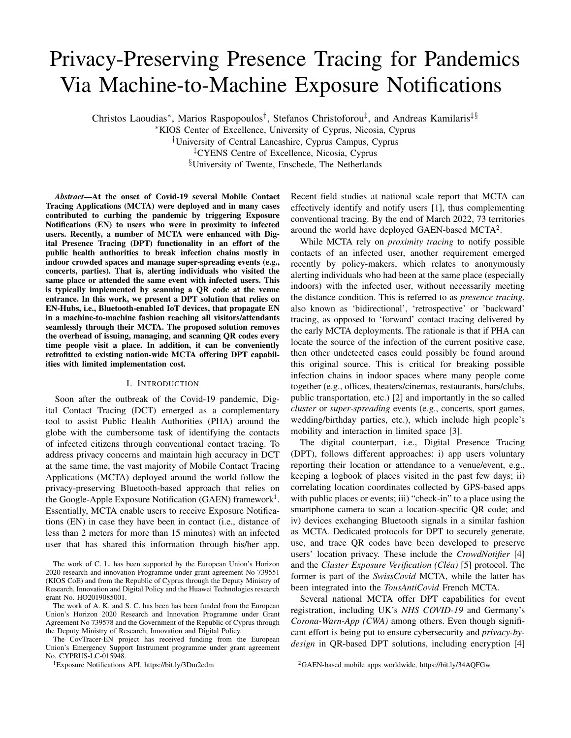# Privacy-Preserving Presence Tracing for Pandemics Via Machine-to-Machine Exposure Notifications

Christos Laoudias*, Marios Raspopoulos†, Stefanos Christoforou‡, and Andreas Kamilaris‡§

*KIOS Center of Excellence, University of Cyprus, Nicosia, Cyprus
†University of Central Lancashire, Cyprus Campus, Cyprus
‡CYENS Centre of Excellence, Nicosia, Cyprus
§University of Twente, Enschede, The Netherlands

***Abstract*—At the onset of Covid-19 several Mobile Contact Tracing Applications (MCTA) were deployed and in many cases contributed to curbing the pandemic by triggering Exposure Notifications (EN) to users who were in proximity to infected users. Recently, a number of MCTA were enhanced with Digital Presence Tracing (DPT) functionality in an effort of the public health authorities to break infection chains mostly in indoor crowded spaces and manage super-spreading events (e.g., concerts, parties). That is, alerting individuals who visited the same place or attended the same event with infected users. This is typically implemented by scanning a QR code at the venue entrance. In this work, we present a DPT solution that relies on EN-Hubs, i.e., Bluetooth-enabled IoT devices, that propagate EN in a machine-to-machine fashion reaching all visitors/attendants seamlessly through their MCTA. The proposed solution removes the overhead of issuing, managing, and scanning QR codes every time people visit a place. In addition, it can be conveniently retrofitted to existing nation-wide MCTA offering DPT capabilities with limited implementation cost.**

## I. Introduction

Soon after the outbreak of the Covid-19 pandemic, Digital Contact Tracing (DCT) emerged as a complementary tool to assist Public Health Authorities (PHA) around the globe with the cumbersome task of identifying the contacts of infected citizens through conventional contact tracing. To address privacy concerns and maintain high accuracy in DCT at the same time, the vast majority of Mobile Contact Tracing Applications (MCTA) deployed around the world follow the privacy-preserving Bluetooth-based approach that relies on the Google-Apple Exposure Notification (GAEN) framework[1]. Essentially, MCTA enable users to receive Exposure Notifications (EN) in case they have been in contact (i.e., distance of less than 2 meters for more than 15 minutes) with an infected user that has shared this information through his/her app. Recent field studies at national scale report that MCTA can effectively identify and notify users [1], thus complementing conventional tracing. By the end of March 2022, 73 territories around the world have deployed GAEN-based MCTA[2].

While MCTA rely on *proximity tracing* to notify possible contacts of an infected user, another requirement emerged recently by policy-makers, which relates to anonymously alerting individuals who had been at the same place (especially indoors) with the infected user, without necessarily meeting the distance condition. This is referred to as *presence tracing*, also known as 'bidirectional', 'retrospective' or 'backward' tracing, as opposed to 'forward' contact tracing delivered by the early MCTA deployments. The rationale is that if PHA can locate the source of the infection of the current positive case, then other undetected cases could possibly be found around this original source. This is critical for breaking possible infection chains in indoor spaces where many people come together (e.g., offices, theaters/cinemas, restaurants, bars/clubs, public transportation, etc.) [2] and importantly in the so called *cluster* or *super-spreading* events (e.g., concerts, sport games, wedding/birthday parties, etc.), which include high people's mobility and interaction in limited space [3].

The digital counterpart, i.e., Digital Presence Tracing (DPT), follows different approaches: i) app users voluntary reporting their location or attendance to a venue/event, e.g., keeping a logbook of places visited in the past few days; ii) correlating location coordinates collected by GPS-based apps with public places or events; iii) "check-in" to a place using the smartphone camera to scan a location-specific QR code; and iv) devices exchanging Bluetooth signals in a similar fashion as MCTA. Dedicated protocols for DPT to securely generate, use, and trace QR codes have been developed to preserve users' location privacy. These include the *CrowdNotifier* [4] and the *Cluster Exposure Verification (Cléa)* [5] protocol. The former is part of the *SwissCovid* MCTA, while the latter has been integrated into the *TousAntiCovid* French MCTA.

Several national MCTA offer DPT capabilities for event registration, including UK's *NHS COVID-19* and Germany's *Corona-Warn-App (CWA)* among others. Even though significant effort is being put to ensure cybersecurity and *privacy-by-design* in QR-based DPT solutions, including encryption [4]

The work of C. L. has been supported by the European Union's Horizon 2020 research and innovation Programme under grant agreement No 739551 (KIOS CoE) and from the Republic of Cyprus through the Deputy Ministry of Research, Innovation and Digital Policy and the Huawei Technologies research grant No. HO2019085001.

The work of A. K. and S. C. has been has been funded from the European Union's Horizon 2020 Research and Innovation Programme under Grant Agreement No 739578 and the Government of the Republic of Cyprus through the Deputy Ministry of Research, Innovation and Digital Policy.

The CovTracer-EN project has received funding from the European Union's Emergency Support Instrument programme under grant agreement No. CYPRUS-LC-015948.

[1] Exposure Notifications API, https://bit.ly/3Dm2cdm

[2] GAEN-based mobile apps worldwide, https://bit.ly/34AQFGw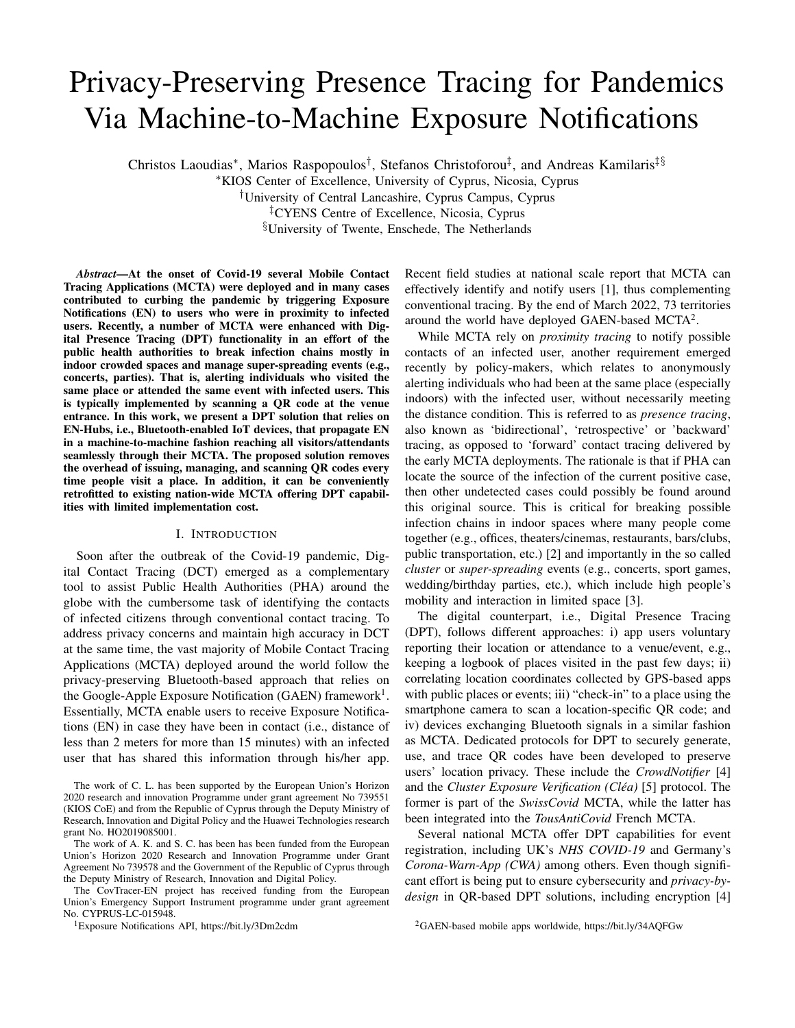# Privacy-Preserving Presence Tracing for Pandemics Via Machine-to-Machine Exposure Notifications

Christos Laoudias*, Marios Raspopoulos†, Stefanos Christoforou‡, and Andreas Kamilaris‡§

*KIOS Center of Excellence, University of Cyprus, Nicosia, Cyprus

†University of Central Lancashire, Cyprus Campus, Cyprus

‡CYENS Centre of Excellence, Nicosia, Cyprus

§University of Twente, Enschede, The Netherlands

***Abstract*—At the onset of Covid-19 several Mobile Contact Tracing Applications (MCTA) were deployed and in many cases contributed to curbing the pandemic by triggering Exposure Notifications (EN) to users who were in proximity to infected users. Recently, a number of MCTA were enhanced with Digital Presence Tracing (DPT) functionality in an effort of the public health authorities to break infection chains mostly in indoor crowded spaces and manage super-spreading events (e.g., concerts, parties). That is, alerting individuals who visited the same place or attended the same event with infected users. This is typically implemented by scanning a QR code at the venue entrance. In this work, we present a DPT solution that relies on EN-Hubs, i.e., Bluetooth-enabled IoT devices, that propagate EN in a machine-to-machine fashion reaching all visitors/attendants seamlessly through their MCTA. The proposed solution removes the overhead of issuing, managing, and scanning QR codes every time people visit a place. In addition, it can be conveniently retrofitted to existing nation-wide MCTA offering DPT capabilities with limited implementation cost.**

## I. Introduction

Soon after the outbreak of the Covid-19 pandemic, Digital Contact Tracing (DCT) emerged as a complementary tool to assist Public Health Authorities (PHA) around the globe with the cumbersome task of identifying the contacts of infected citizens through conventional contact tracing. To address privacy concerns and maintain high accuracy in DCT at the same time, the vast majority of Mobile Contact Tracing Applications (MCTA) deployed around the world follow the privacy-preserving Bluetooth-based approach that relies on the Google-Apple Exposure Notification (GAEN) framework[1]. Essentially, MCTA enable users to receive Exposure Notifications (EN) in case they have been in contact (i.e., distance of less than 2 meters for more than 15 minutes) with an infected user that has shared this information through his/her app. Recent field studies at national scale report that MCTA can effectively identify and notify users [1], thus complementing conventional tracing. By the end of March 2022, 73 territories around the world have deployed GAEN-based MCTA[2].

While MCTA rely on *proximity tracing* to notify possible contacts of an infected user, another requirement emerged recently by policy-makers, which relates to anonymously alerting individuals who had been at the same place (especially indoors) with the infected user, without necessarily meeting the distance condition. This is referred to as *presence tracing*, also known as 'bidirectional', 'retrospective' or 'backward' tracing, as opposed to 'forward' contact tracing delivered by the early MCTA deployments. The rationale is that if PHA can locate the source of the infection of the current positive case, then other undetected cases could possibly be found around this original source. This is critical for breaking possible infection chains in indoor spaces where many people come together (e.g., offices, theaters/cinemas, restaurants, bars/clubs, public transportation, etc.) [2] and importantly in the so called *cluster* or *super-spreading* events (e.g., concerts, sport games, wedding/birthday parties, etc.), which include high people's mobility and interaction in limited space [3].

The digital counterpart, i.e., Digital Presence Tracing (DPT), follows different approaches: i) app users voluntary reporting their location or attendance to a venue/event, e.g., keeping a logbook of places visited in the past few days; ii) correlating location coordinates collected by GPS-based apps with public places or events; iii) "check-in" to a place using the smartphone camera to scan a location-specific QR code; and iv) devices exchanging Bluetooth signals in a similar fashion as MCTA. Dedicated protocols for DPT to securely generate, use, and trace QR codes have been developed to preserve users' location privacy. These include the *CrowdNotifier* [4] and the *Cluster Exposure Verification (Cléa)* [5] protocol. The former is part of the *SwissCovid* MCTA, while the latter has been integrated into the *TousAntiCovid* French MCTA.

Several national MCTA offer DPT capabilities for event registration, including UK's *NHS COVID-19* and Germany's *Corona-Warn-App (CWA)* among others. Even though significant effort is being put to ensure cybersecurity and *privacy-by-design* in QR-based DPT solutions, including encryption [4]

The work of C. L. has been supported by the European Union's Horizon 2020 research and innovation Programme under grant agreement No 739551 (KIOS CoE) and from the Republic of Cyprus through the Deputy Ministry of Research, Innovation and Digital Policy and the Huawei Technologies research grant No. HO2019085001.

The work of A. K. and S. C. has been has been funded from the European Union's Horizon 2020 Research and Innovation Programme under Grant Agreement No 739578 and the Government of the Republic of Cyprus through the Deputy Ministry of Research, Innovation and Digital Policy.

The CovTracer-EN project has received funding from the European Union's Emergency Support Instrument programme under grant agreement No. CYPRUS-LC-015948.

[1] Exposure Notifications API, https://bit.ly/3Dm2cdm

[2] GAEN-based mobile apps worldwide, https://bit.ly/34AQFGw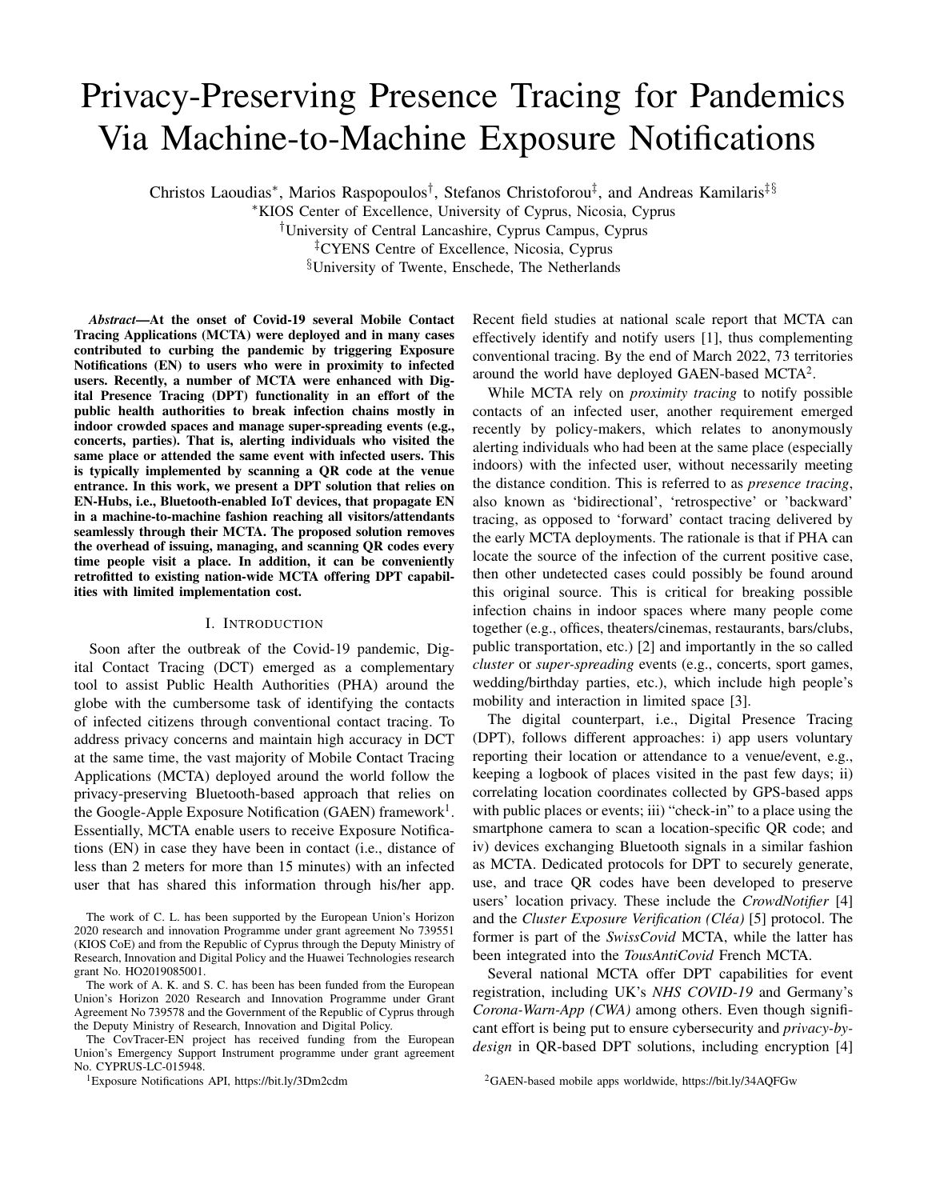# Privacy-Preserving Presence Tracing for Pandemics Via Machine-to-Machine Exposure Notifications

Christos Laoudias*, Marios Raspopoulos†, Stefanos Christoforou‡, and Andreas Kamilaris‡§

*KIOS Center of Excellence, University of Cyprus, Nicosia, Cyprus

†University of Central Lancashire, Cyprus Campus, Cyprus

‡CYENS Centre of Excellence, Nicosia, Cyprus

§University of Twente, Enschede, The Netherlands

***Abstract*—At the onset of Covid-19 several Mobile Contact Tracing Applications (MCTA) were deployed and in many cases contributed to curbing the pandemic by triggering Exposure Notifications (EN) to users who were in proximity to infected users. Recently, a number of MCTA were enhanced with Digital Presence Tracing (DPT) functionality in an effort of the public health authorities to break infection chains mostly in indoor crowded spaces and manage super-spreading events (e.g., concerts, parties). That is, alerting individuals who visited the same place or attended the same event with infected users. This is typically implemented by scanning a QR code at the venue entrance. In this work, we present a DPT solution that relies on EN-Hubs, i.e., Bluetooth-enabled IoT devices, that propagate EN in a machine-to-machine fashion reaching all visitors/attendants seamlessly through their MCTA. The proposed solution removes the overhead of issuing, managing, and scanning QR codes every time people visit a place. In addition, it can be conveniently retrofitted to existing nation-wide MCTA offering DPT capabilities with limited implementation cost.**

## I. Introduction

Soon after the outbreak of the Covid-19 pandemic, Digital Contact Tracing (DCT) emerged as a complementary tool to assist Public Health Authorities (PHA) around the globe with the cumbersome task of identifying the contacts of infected citizens through conventional contact tracing. To address privacy concerns and maintain high accuracy in DCT at the same time, the vast majority of Mobile Contact Tracing Applications (MCTA) deployed around the world follow the privacy-preserving Bluetooth-based approach that relies on the Google-Apple Exposure Notification (GAEN) framework[1]. Essentially, MCTA enable users to receive Exposure Notifications (EN) in case they have been in contact (i.e., distance of less than 2 meters for more than 15 minutes) with an infected user that has shared this information through his/her app. Recent field studies at national scale report that MCTA can effectively identify and notify users [1], thus complementing conventional tracing. By the end of March 2022, 73 territories around the world have deployed GAEN-based MCTA[2].

While MCTA rely on *proximity tracing* to notify possible contacts of an infected user, another requirement emerged recently by policy-makers, which relates to anonymously alerting individuals who had been at the same place (especially indoors) with the infected user, without necessarily meeting the distance condition. This is referred to as *presence tracing*, also known as 'bidirectional', 'retrospective' or 'backward' tracing, as opposed to 'forward' contact tracing delivered by the early MCTA deployments. The rationale is that if PHA can locate the source of the infection of the current positive case, then other undetected cases could possibly be found around this original source. This is critical for breaking possible infection chains in indoor spaces where many people come together (e.g., offices, theaters/cinemas, restaurants, bars/clubs, public transportation, etc.) [2] and importantly in the so called *cluster* or *super-spreading* events (e.g., concerts, sport games, wedding/birthday parties, etc.), which include high people's mobility and interaction in limited space [3].

The digital counterpart, i.e., Digital Presence Tracing (DPT), follows different approaches: i) app users voluntary reporting their location or attendance to a venue/event, e.g., keeping a logbook of places visited in the past few days; ii) correlating location coordinates collected by GPS-based apps with public places or events; iii) "check-in" to a place using the smartphone camera to scan a location-specific QR code; and iv) devices exchanging Bluetooth signals in a similar fashion as MCTA. Dedicated protocols for DPT to securely generate, use, and trace QR codes have been developed to preserve users' location privacy. These include the *CrowdNotifier* [4] and the *Cluster Exposure Verification (Cléa)* [5] protocol. The former is part of the *SwissCovid* MCTA, while the latter has been integrated into the *TousAntiCovid* French MCTA.

Several national MCTA offer DPT capabilities for event registration, including UK's *NHS COVID-19* and Germany's *Corona-Warn-App (CWA)* among others. Even though significant effort is being put to ensure cybersecurity and *privacy-by-design* in QR-based DPT solutions, including encryption [4]

The work of C. L. has been supported by the European Union's Horizon 2020 research and innovation Programme under grant agreement No 739551 (KIOS CoE) and from the Republic of Cyprus through the Deputy Ministry of Research, Innovation and Digital Policy and the Huawei Technologies research grant No. HO2019085001.

The work of A. K. and S. C. has been has been funded from the European Union's Horizon 2020 Research and Innovation Programme under Grant Agreement No 739578 and the Government of the Republic of Cyprus through the Deputy Ministry of Research, Innovation and Digital Policy.

The CovTracer-EN project has received funding from the European Union's Emergency Support Instrument programme under grant agreement No. CYPRUS-LC-015948.

[1]Exposure Notifications API, https://bit.ly/3Dm2cdm

[2]GAEN-based mobile apps worldwide, https://bit.ly/34AQFGw